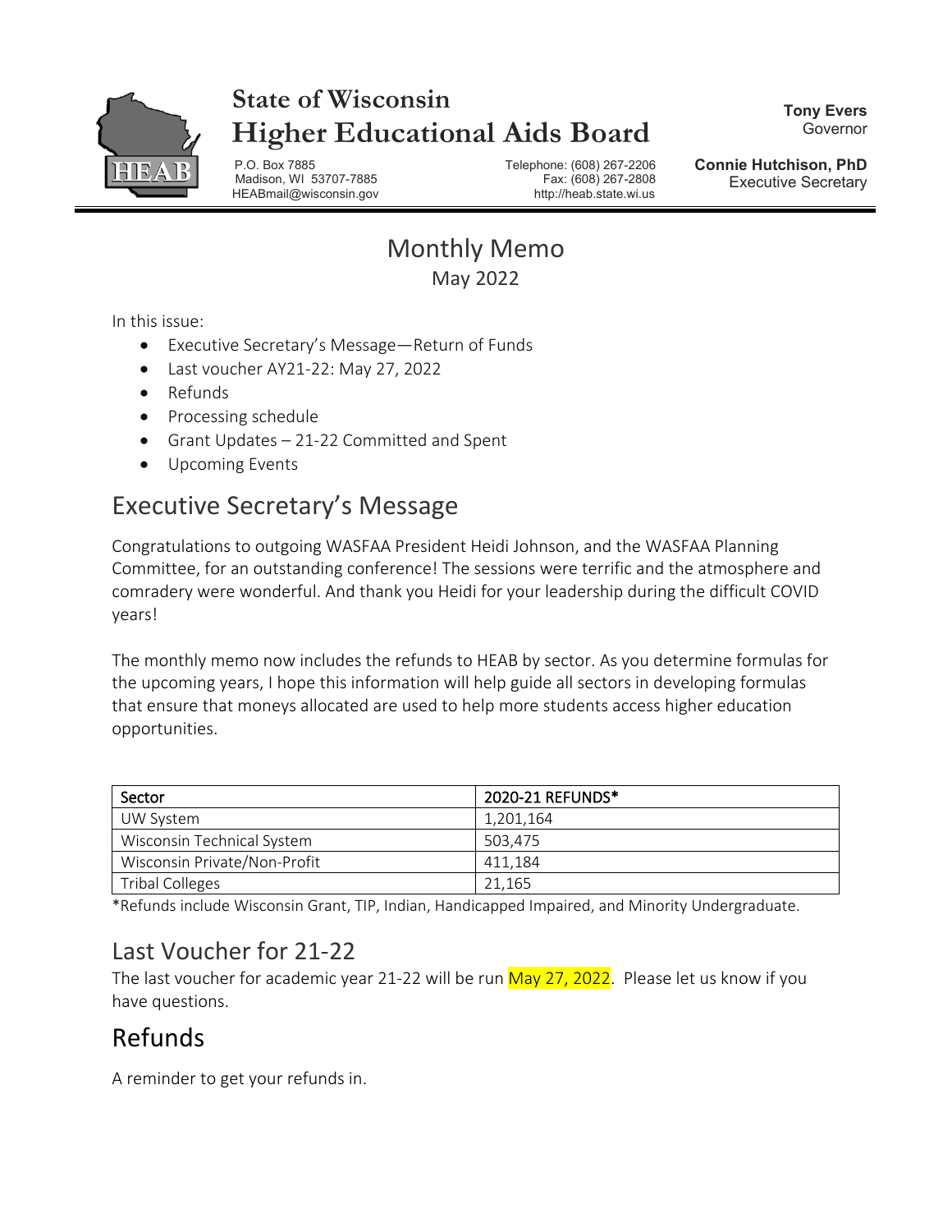# State of Wisconsin
# Higher Educational Aids Board

P.O. Box 7885
Madison, WI 53707-7885
HEABmail@wisconsin.gov

Telephone: (608) 267-2206
Fax: (608) 267-2808
http://heab.state.wi.us

**Tony Evers**
Governor

**Connie Hutchison, PhD**
Executive Secretary

## Monthly Memo

May 2022

In this issue:

- Executive Secretary's Message—Return of Funds
- Last voucher AY21-22: May 27, 2022
- Refunds
- Processing schedule
- Grant Updates – 21-22 Committed and Spent
- Upcoming Events

## Executive Secretary's Message

Congratulations to outgoing WASFAA President Heidi Johnson, and the WASFAA Planning Committee, for an outstanding conference! The sessions were terrific and the atmosphere and comradery were wonderful. And thank you Heidi for your leadership during the difficult COVID years!

The monthly memo now includes the refunds to HEAB by sector. As you determine formulas for the upcoming years, I hope this information will help guide all sectors in developing formulas that ensure that moneys allocated are used to help more students access higher education opportunities.

| Sector | 2020-21 REFUNDS* |
| --- | --- |
| UW System | 1,201,164 |
| Wisconsin Technical System | 503,475 |
| Wisconsin Private/Non-Profit | 411,184 |
| Tribal Colleges | 21,165 |

*Refunds include Wisconsin Grant, TIP, Indian, Handicapped Impaired, and Minority Undergraduate.

## Last Voucher for 21-22

The last voucher for academic year 21-22 will be run May 27, 2022. Please let us know if you have questions.

## Refunds

A reminder to get your refunds in.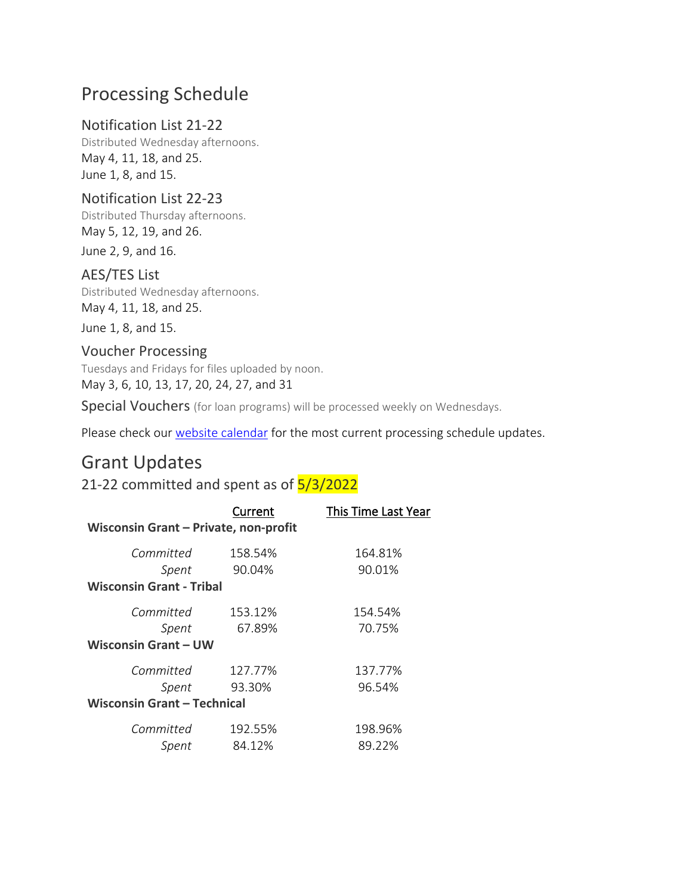# Processing Schedule

## Notification List 21-22

Distributed Wednesday afternoons.

May 4, 11, 18, and 25.

June 1, 8, and 15.

## Notification List 22-23

Distributed Thursday afternoons.

May 5, 12, 19, and 26.

June 2, 9, and 16.

## AES/TES List

Distributed Wednesday afternoons.

May 4, 11, 18, and 25.

June 1, 8, and 15.

## Voucher Processing

Tuesdays and Fridays for files uploaded by noon.

May 3, 6, 10, 13, 17, 20, 24, 27, and 31

Special Vouchers (for loan programs) will be processed weekly on Wednesdays.

Please check our [website calendar]() for the most current processing schedule updates.

# Grant Updates

## 21-22 committed and spent as of 5/3/2022

| | Current | This Time Last Year |
|---|---|---|
| **Wisconsin Grant – Private, non-profit** | | |
| *Committed* | 158.54% | 164.81% |
| *Spent* | 90.04% | 90.01% |
| **Wisconsin Grant - Tribal** | | |
| *Committed* | 153.12% | 154.54% |
| *Spent* | 67.89% | 70.75% |
| **Wisconsin Grant – UW** | | |
| *Committed* | 127.77% | 137.77% |
| *Spent* | 93.30% | 96.54% |
| **Wisconsin Grant – Technical** | | |
| *Committed* | 192.55% | 198.96% |
| *Spent* | 84.12% | 89.22% |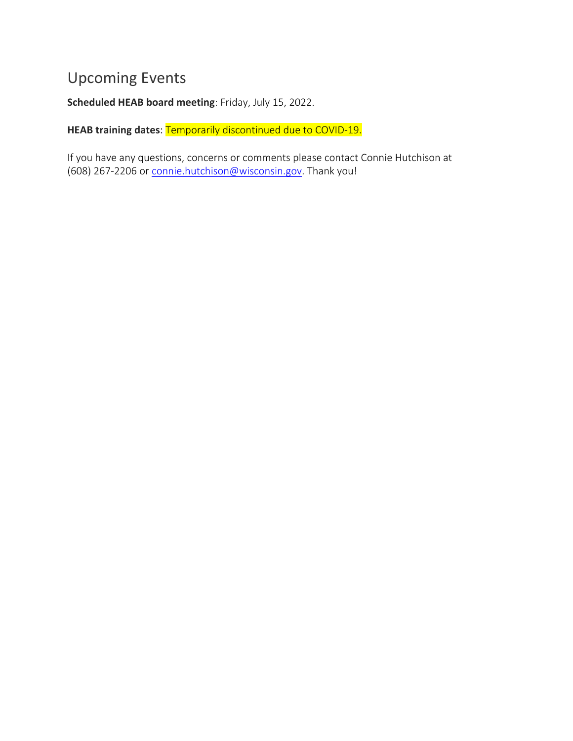## Upcoming Events

**Scheduled HEAB board meeting**: Friday, July 15, 2022.

**HEAB training dates**: Temporarily discontinued due to COVID-19.

If you have any questions, concerns or comments please contact Connie Hutchison at (608) 267-2206 or connie.hutchison@wisconsin.gov. Thank you!